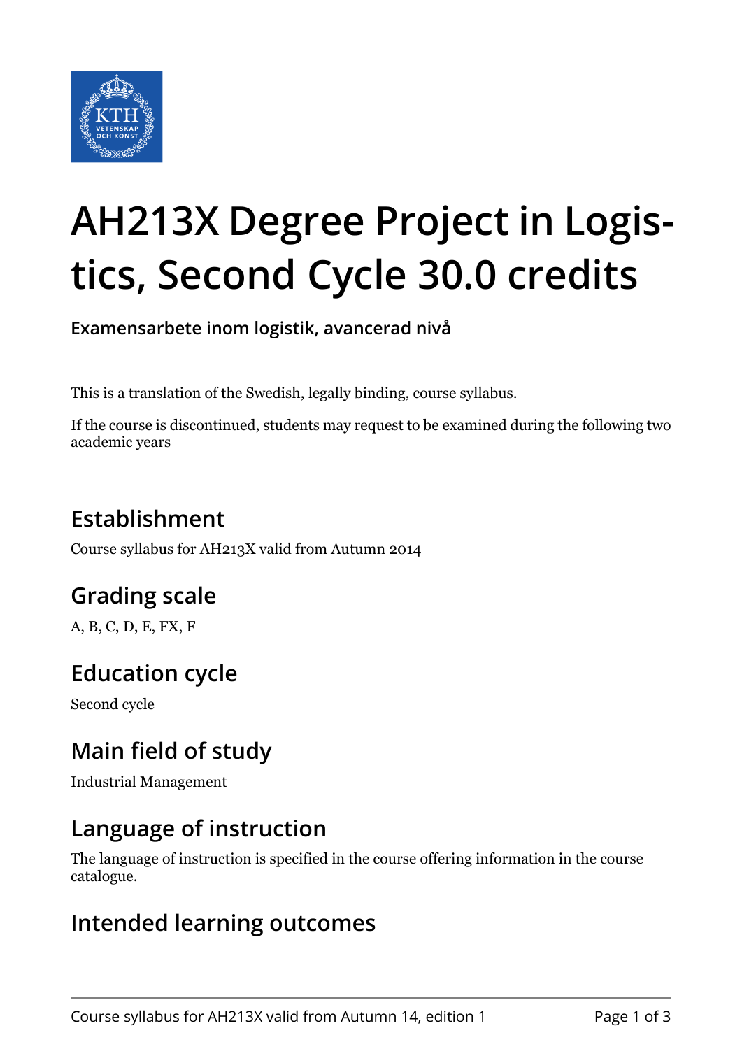# AH213X Degree Project in Logistics, Second Cycle 30.0 credits

**Examensarbete inom logistik, avancerad nivå**

This is a translation of the Swedish, legally binding, course syllabus.

If the course is discontinued, students may request to be examined during the following two academic years

## Establishment

Course syllabus for AH213X valid from Autumn 2014

## Grading scale

A, B, C, D, E, FX, F

## Education cycle

Second cycle

## Main field of study

Industrial Management

## Language of instruction

The language of instruction is specified in the course offering information in the course catalogue.

## Intended learning outcomes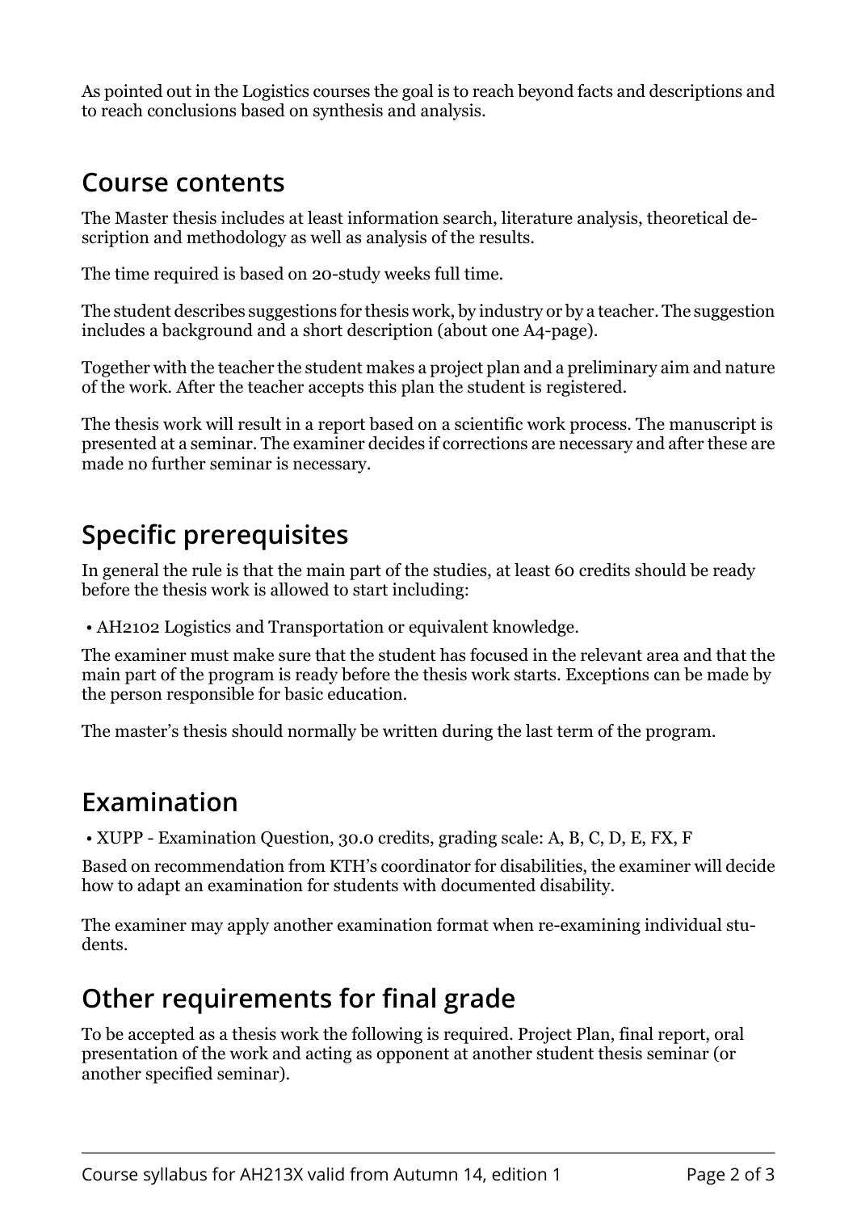As pointed out in the Logistics courses the goal is to reach beyond facts and descriptions and to reach conclusions based on synthesis and analysis.

## Course contents

The Master thesis includes at least information search, literature analysis, theoretical description and methodology as well as analysis of the results.

The time required is based on 20-study weeks full time.

The student describes suggestions for thesis work, by industry or by a teacher. The suggestion includes a background and a short description (about one A4-page).

Together with the teacher the student makes a project plan and a preliminary aim and nature of the work. After the teacher accepts this plan the student is registered.

The thesis work will result in a report based on a scientific work process. The manuscript is presented at a seminar. The examiner decides if corrections are necessary and after these are made no further seminar is necessary.

## Specific prerequisites

In general the rule is that the main part of the studies, at least 60 credits should be ready before the thesis work is allowed to start including:

- AH2102 Logistics and Transportation or equivalent knowledge.

The examiner must make sure that the student has focused in the relevant area and that the main part of the program is ready before the thesis work starts. Exceptions can be made by the person responsible for basic education.

The master's thesis should normally be written during the last term of the program.

## Examination

- XUPP - Examination Question, 30.0 credits, grading scale: A, B, C, D, E, FX, F

Based on recommendation from KTH's coordinator for disabilities, the examiner will decide how to adapt an examination for students with documented disability.

The examiner may apply another examination format when re-examining individual students.

## Other requirements for final grade

To be accepted as a thesis work the following is required. Project Plan, final report, oral presentation of the work and acting as opponent at another student thesis seminar (or another specified seminar).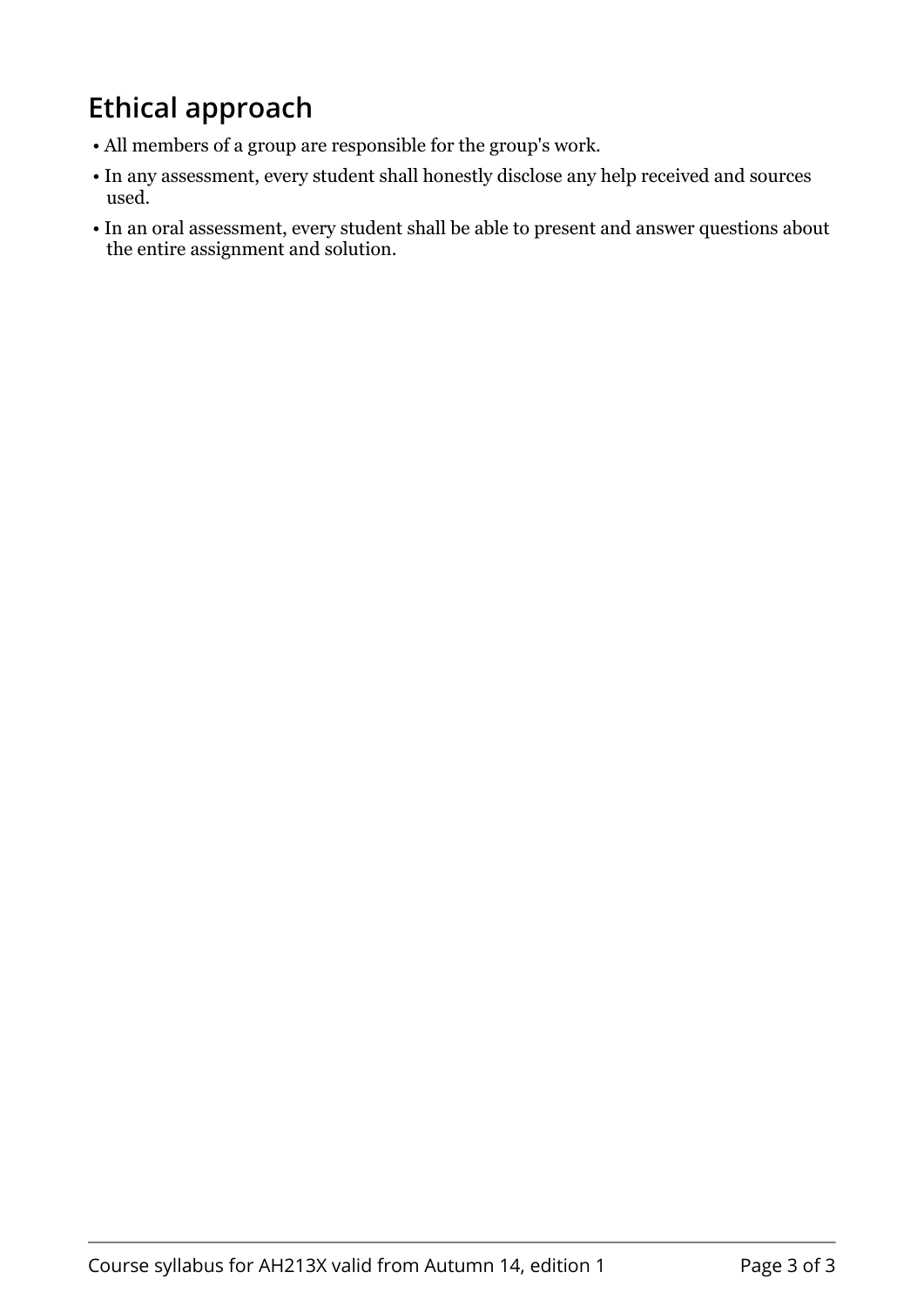## Ethical approach

- All members of a group are responsible for the group's work.
- In any assessment, every student shall honestly disclose any help received and sources used.
- In an oral assessment, every student shall be able to present and answer questions about the entire assignment and solution.